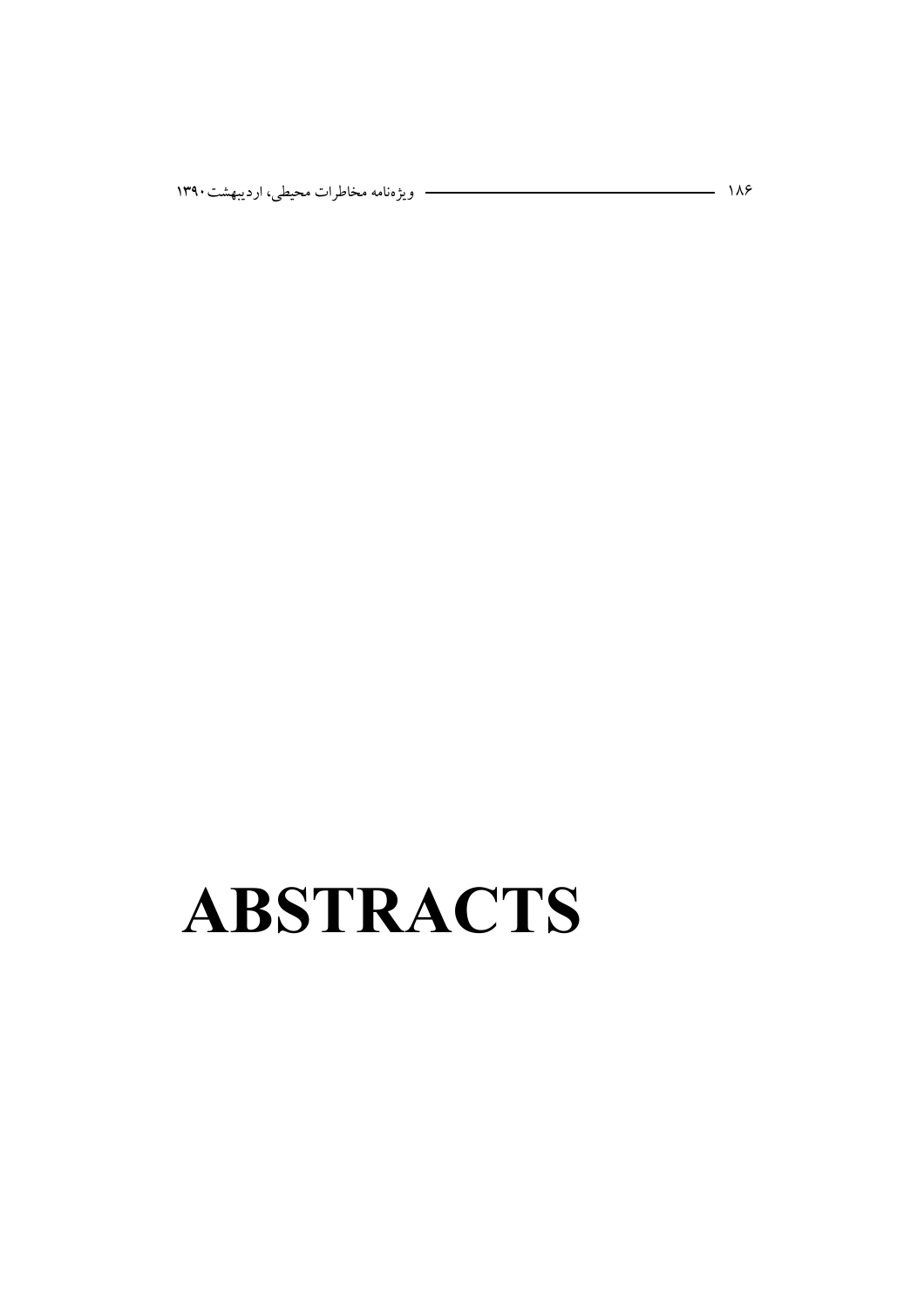# ABSTRACTS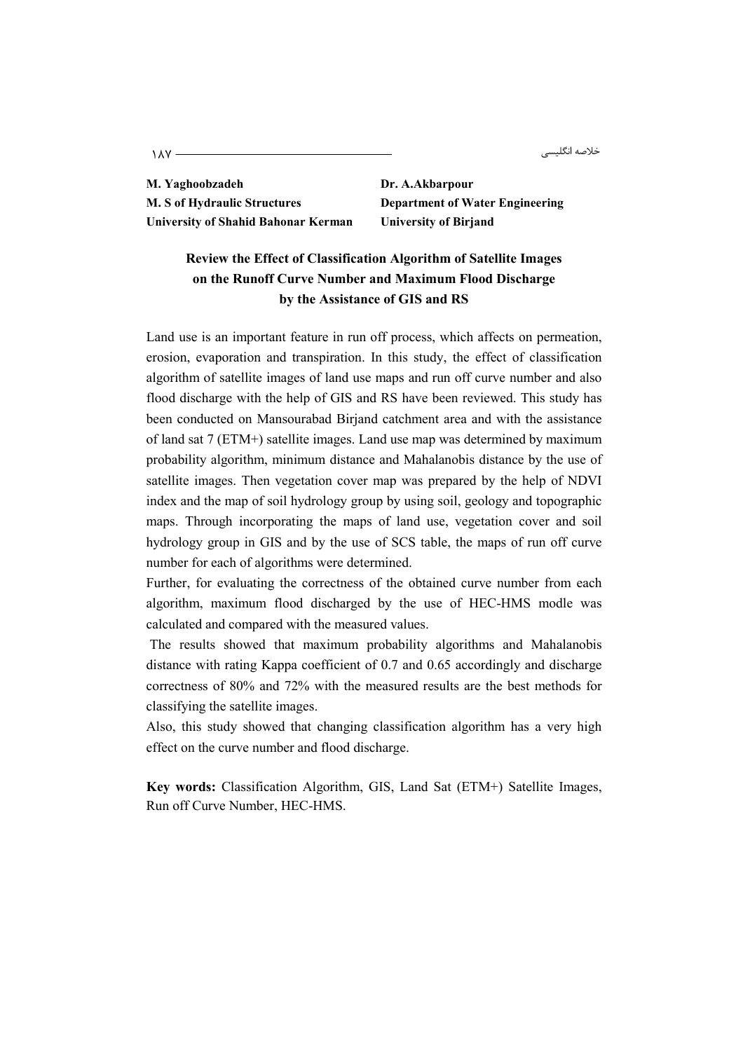**M. Yaghoobzadeh**
**M. S of Hydraulic Structures**
**University of Shahid Bahonar Kerman**

**Dr. A.Akbarpour**
**Department of Water Engineering**
**University of Birjand**

## Review the Effect of Classification Algorithm of Satellite Images on the Runoff Curve Number and Maximum Flood Discharge by the Assistance of GIS and RS

Land use is an important feature in run off process, which affects on permeation, erosion, evaporation and transpiration. In this study, the effect of classification algorithm of satellite images of land use maps and run off curve number and also flood discharge with the help of GIS and RS have been reviewed. This study has been conducted on Mansourabad Birjand catchment area and with the assistance of land sat 7 (ETM+) satellite images. Land use map was determined by maximum probability algorithm, minimum distance and Mahalanobis distance by the use of satellite images. Then vegetation cover map was prepared by the help of NDVI index and the map of soil hydrology group by using soil, geology and topographic maps. Through incorporating the maps of land use, vegetation cover and soil hydrology group in GIS and by the use of SCS table, the maps of run off curve number for each of algorithms were determined.

Further, for evaluating the correctness of the obtained curve number from each algorithm, maximum flood discharged by the use of HEC-HMS modle was calculated and compared with the measured values.

The results showed that maximum probability algorithms and Mahalanobis distance with rating Kappa coefficient of 0.7 and 0.65 accordingly and discharge correctness of 80% and 72% with the measured results are the best methods for classifying the satellite images.

Also, this study showed that changing classification algorithm has a very high effect on the curve number and flood discharge.

**Key words:** Classification Algorithm, GIS, Land Sat (ETM+) Satellite Images, Run off Curve Number, HEC-HMS.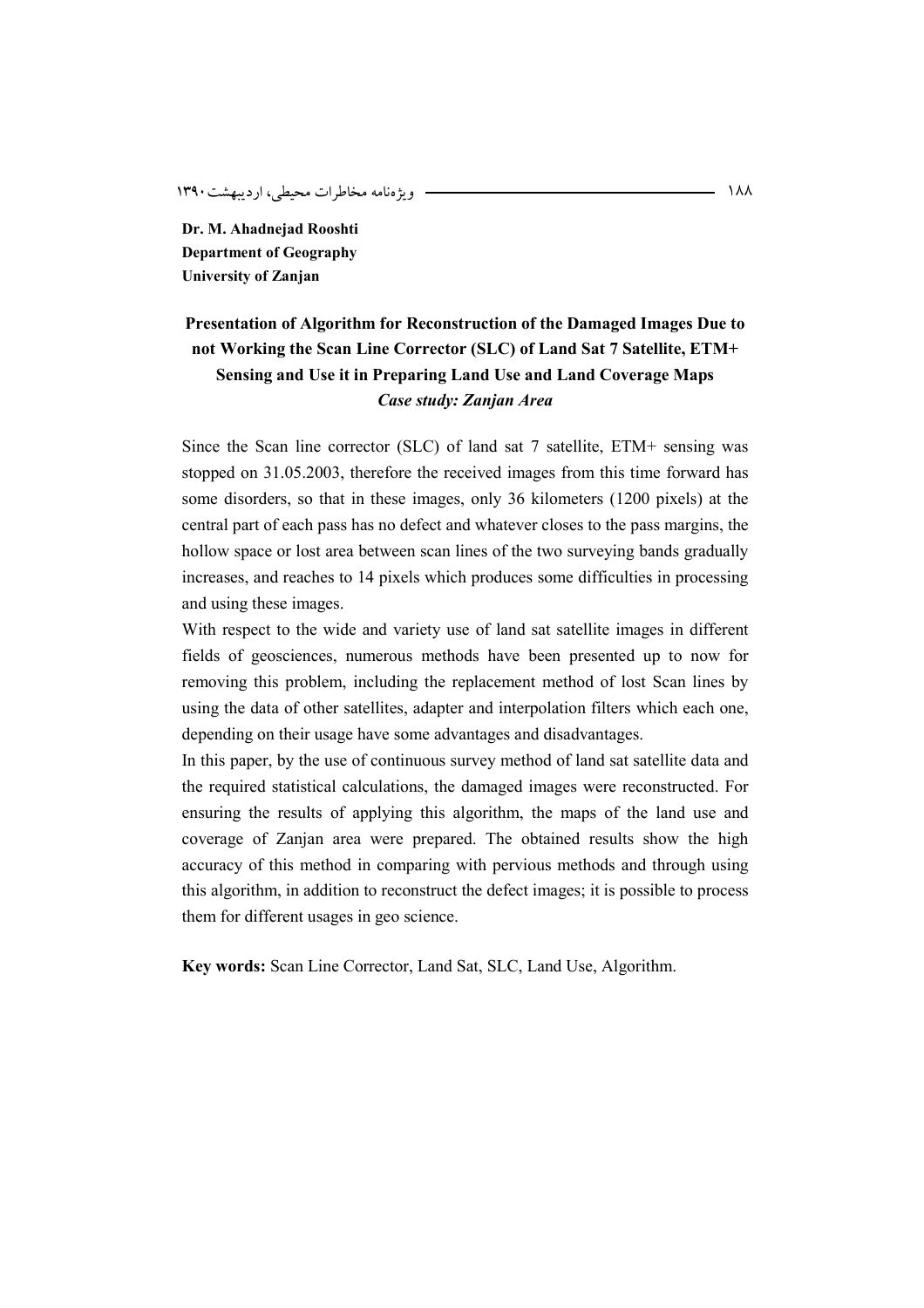**Dr. M. Ahadnejad Rooshti**
**Department of Geography**
**University of Zanjan**

# Presentation of Algorithm for Reconstruction of the Damaged Images Due to not Working the Scan Line Corrector (SLC) of Land Sat 7 Satellite, ETM+ Sensing and Use it in Preparing Land Use and Land Coverage Maps

***Case study: Zanjan Area***

Since the Scan line corrector (SLC) of land sat 7 satellite, ETM+ sensing was stopped on 31.05.2003, therefore the received images from this time forward has some disorders, so that in these images, only 36 kilometers (1200 pixels) at the central part of each pass has no defect and whatever closes to the pass margins, the hollow space or lost area between scan lines of the two surveying bands gradually increases, and reaches to 14 pixels which produces some difficulties in processing and using these images.

With respect to the wide and variety use of land sat satellite images in different fields of geosciences, numerous methods have been presented up to now for removing this problem, including the replacement method of lost Scan lines by using the data of other satellites, adapter and interpolation filters which each one, depending on their usage have some advantages and disadvantages.

In this paper, by the use of continuous survey method of land sat satellite data and the required statistical calculations, the damaged images were reconstructed. For ensuring the results of applying this algorithm, the maps of the land use and coverage of Zanjan area were prepared. The obtained results show the high accuracy of this method in comparing with pervious methods and through using this algorithm, in addition to reconstruct the defect images; it is possible to process them for different usages in geo science.

**Key words:** Scan Line Corrector, Land Sat, SLC, Land Use, Algorithm.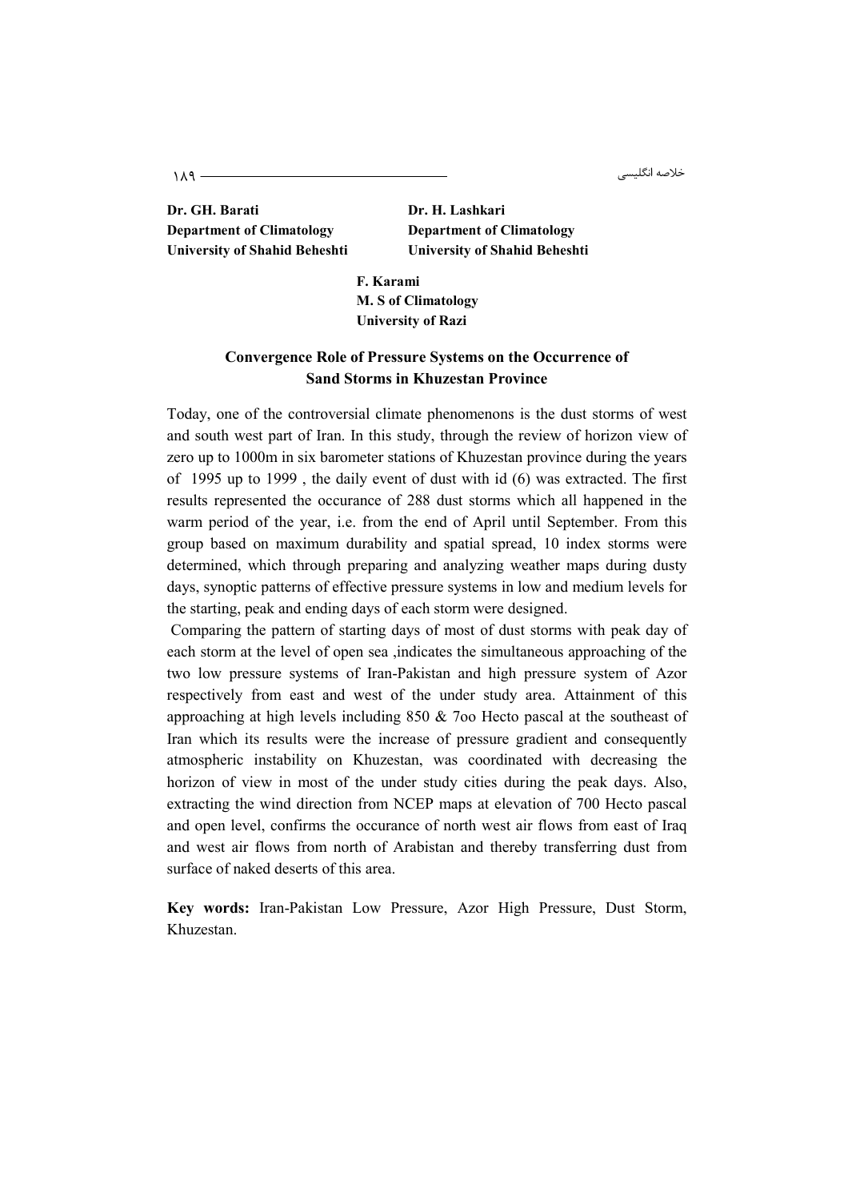**Dr. GH. Barati**
**Department of Climatology**
**University of Shahid Beheshti**

**Dr. H. Lashkari**
**Department of Climatology**
**University of Shahid Beheshti**

**F. Karami**
**M. S of Climatology**
**University of Razi**

## Convergence Role of Pressure Systems on the Occurrence of Sand Storms in Khuzestan Province

Today, one of the controversial climate phenomenons is the dust storms of west and south west part of Iran. In this study, through the review of horizon view of zero up to 1000m in six barometer stations of Khuzestan province during the years of 1995 up to 1999 , the daily event of dust with id (6) was extracted. The first results represented the occurance of 288 dust storms which all happened in the warm period of the year, i.e. from the end of April until September. From this group based on maximum durability and spatial spread, 10 index storms were determined, which through preparing and analyzing weather maps during dusty days, synoptic patterns of effective pressure systems in low and medium levels for the starting, peak and ending days of each storm were designed.

Comparing the pattern of starting days of most of dust storms with peak day of each storm at the level of open sea ,indicates the simultaneous approaching of the two low pressure systems of Iran-Pakistan and high pressure system of Azor respectively from east and west of the under study area. Attainment of this approaching at high levels including 850 & 7oo Hecto pascal at the southeast of Iran which its results were the increase of pressure gradient and consequently atmospheric instability on Khuzestan, was coordinated with decreasing the horizon of view in most of the under study cities during the peak days. Also, extracting the wind direction from NCEP maps at elevation of 700 Hecto pascal and open level, confirms the occurance of north west air flows from east of Iraq and west air flows from north of Arabistan and thereby transferring dust from surface of naked deserts of this area.

**Key words:** Iran-Pakistan Low Pressure, Azor High Pressure, Dust Storm, Khuzestan.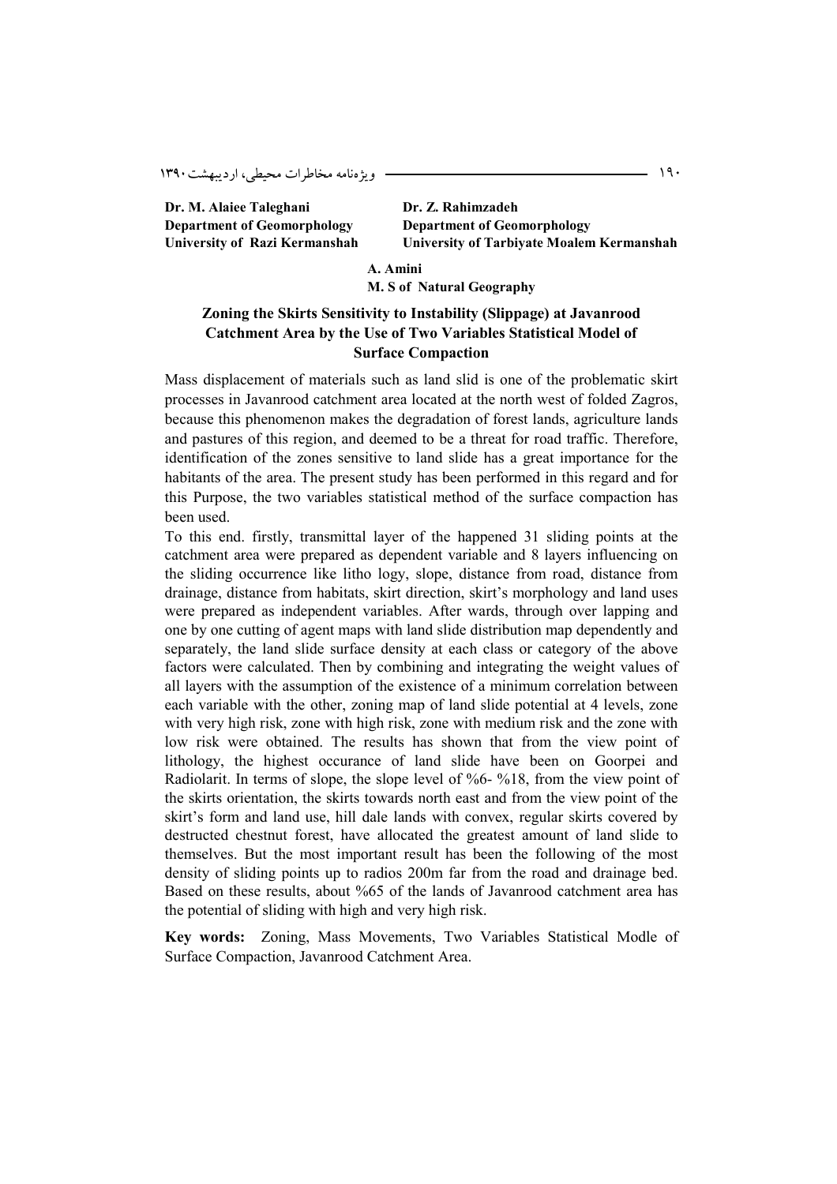**Dr. M. Alaiee Taleghani**
**Department of Geomorphology**
**University of Razi Kermanshah**

**Dr. Z. Rahimzadeh**
**Department of Geomorphology**
**University of Tarbiyate Moalem Kermanshah**

**A. Amini**
**M. S of Natural Geography**

## Zoning the Skirts Sensitivity to Instability (Slippage) at Javanrood Catchment Area by the Use of Two Variables Statistical Model of Surface Compaction

Mass displacement of materials such as land slid is one of the problematic skirt processes in Javanrood catchment area located at the north west of folded Zagros, because this phenomenon makes the degradation of forest lands, agriculture lands and pastures of this region, and deemed to be a threat for road traffic. Therefore, identification of the zones sensitive to land slide has a great importance for the habitants of the area. The present study has been performed in this regard and for this Purpose, the two variables statistical method of the surface compaction has been used.

To this end. firstly, transmittal layer of the happened 31 sliding points at the catchment area were prepared as dependent variable and 8 layers influencing on the sliding occurrence like litho logy, slope, distance from road, distance from drainage, distance from habitats, skirt direction, skirt's morphology and land uses were prepared as independent variables. After wards, through over lapping and one by one cutting of agent maps with land slide distribution map dependently and separately, the land slide surface density at each class or category of the above factors were calculated. Then by combining and integrating the weight values of all layers with the assumption of the existence of a minimum correlation between each variable with the other, zoning map of land slide potential at 4 levels, zone with very high risk, zone with high risk, zone with medium risk and the zone with low risk were obtained. The results has shown that from the view point of lithology, the highest occurance of land slide have been on Goorpei and Radiolarit. In terms of slope, the slope level of %6- %18, from the view point of the skirts orientation, the skirts towards north east and from the view point of the skirt's form and land use, hill dale lands with convex, regular skirts covered by destructed chestnut forest, have allocated the greatest amount of land slide to themselves. But the most important result has been the following of the most density of sliding points up to radios 200m far from the road and drainage bed. Based on these results, about %65 of the lands of Javanrood catchment area has the potential of sliding with high and very high risk.

**Key words:** Zoning, Mass Movements, Two Variables Statistical Modle of Surface Compaction, Javanrood Catchment Area.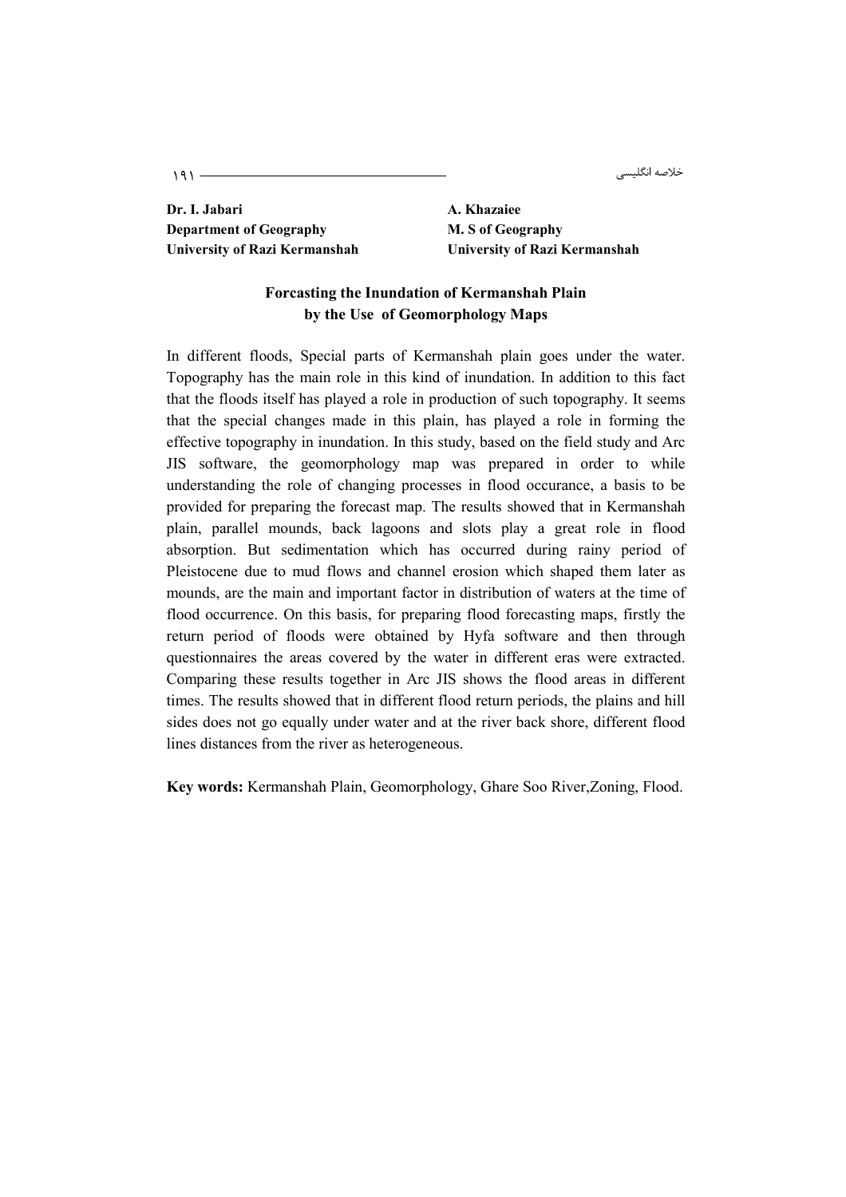**Dr. I. Jabari**
**Department of Geography**
**University of Razi Kermanshah**

**A. Khazaiee**
**M. S of Geography**
**University of Razi Kermanshah**

## Forcasting the Inundation of Kermanshah Plain by the Use of Geomorphology Maps

In different floods, Special parts of Kermanshah plain goes under the water. Topography has the main role in this kind of inundation. In addition to this fact that the floods itself has played a role in production of such topography. It seems that the special changes made in this plain, has played a role in forming the effective topography in inundation. In this study, based on the field study and Arc JIS software, the geomorphology map was prepared in order to while understanding the role of changing processes in flood occurance, a basis to be provided for preparing the forecast map. The results showed that in Kermanshah plain, parallel mounds, back lagoons and slots play a great role in flood absorption. But sedimentation which has occurred during rainy period of Pleistocene due to mud flows and channel erosion which shaped them later as mounds, are the main and important factor in distribution of waters at the time of flood occurrence. On this basis, for preparing flood forecasting maps, firstly the return period of floods were obtained by Hyfa software and then through questionnaires the areas covered by the water in different eras were extracted. Comparing these results together in Arc JIS shows the flood areas in different times. The results showed that in different flood return periods, the plains and hill sides does not go equally under water and at the river back shore, different flood lines distances from the river as heterogeneous.

**Key words:** Kermanshah Plain, Geomorphology, Ghare Soo River,Zoning, Flood.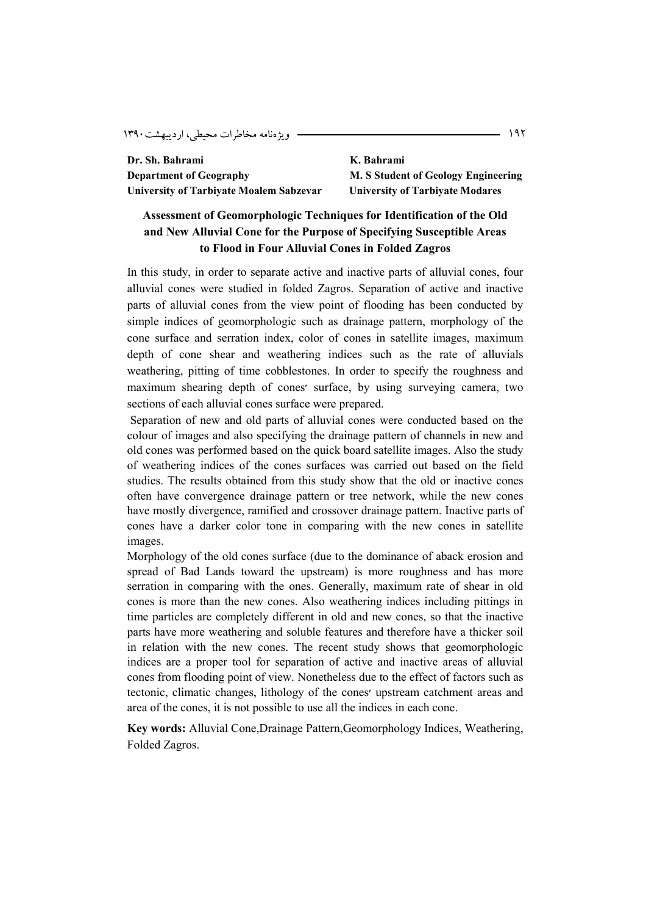**Dr. Sh. Bahrami**
**Department of Geography**
**University of Tarbiyate Moalem Sabzevar**

**K. Bahrami**
**M. S Student of Geology Engineering**
**University of Tarbiyate Modares**

## Assessment of Geomorphologic Techniques for Identification of the Old and New Alluvial Cone for the Purpose of Specifying Susceptible Areas to Flood in Four Alluvial Cones in Folded Zagros

In this study, in order to separate active and inactive parts of alluvial cones, four alluvial cones were studied in folded Zagros. Separation of active and inactive parts of alluvial cones from the view point of flooding has been conducted by simple indices of geomorphologic such as drainage pattern, morphology of the cone surface and serration index, color of cones in satellite images, maximum depth of cone shear and weathering indices such as the rate of alluvials weathering, pitting of time cobblestones. In order to specify the roughness and maximum shearing depth of cones' surface, by using surveying camera, two sections of each alluvial cones surface were prepared.

Separation of new and old parts of alluvial cones were conducted based on the colour of images and also specifying the drainage pattern of channels in new and old cones was performed based on the quick board satellite images. Also the study of weathering indices of the cones surfaces was carried out based on the field studies. The results obtained from this study show that the old or inactive cones often have convergence drainage pattern or tree network, while the new cones have mostly divergence, ramified and crossover drainage pattern. Inactive parts of cones have a darker color tone in comparing with the new cones in satellite images.

Morphology of the old cones surface (due to the dominance of aback erosion and spread of Bad Lands toward the upstream) is more roughness and has more serration in comparing with the ones. Generally, maximum rate of shear in old cones is more than the new cones. Also weathering indices including pittings in time particles are completely different in old and new cones, so that the inactive parts have more weathering and soluble features and therefore have a thicker soil in relation with the new cones. The recent study shows that geomorphologic indices are a proper tool for separation of active and inactive areas of alluvial cones from flooding point of view. Nonetheless due to the effect of factors such as tectonic, climatic changes, lithology of the cones' upstream catchment areas and area of the cones, it is not possible to use all the indices in each cone.

**Key words:** Alluvial Cone,Drainage Pattern,Geomorphology Indices, Weathering, Folded Zagros.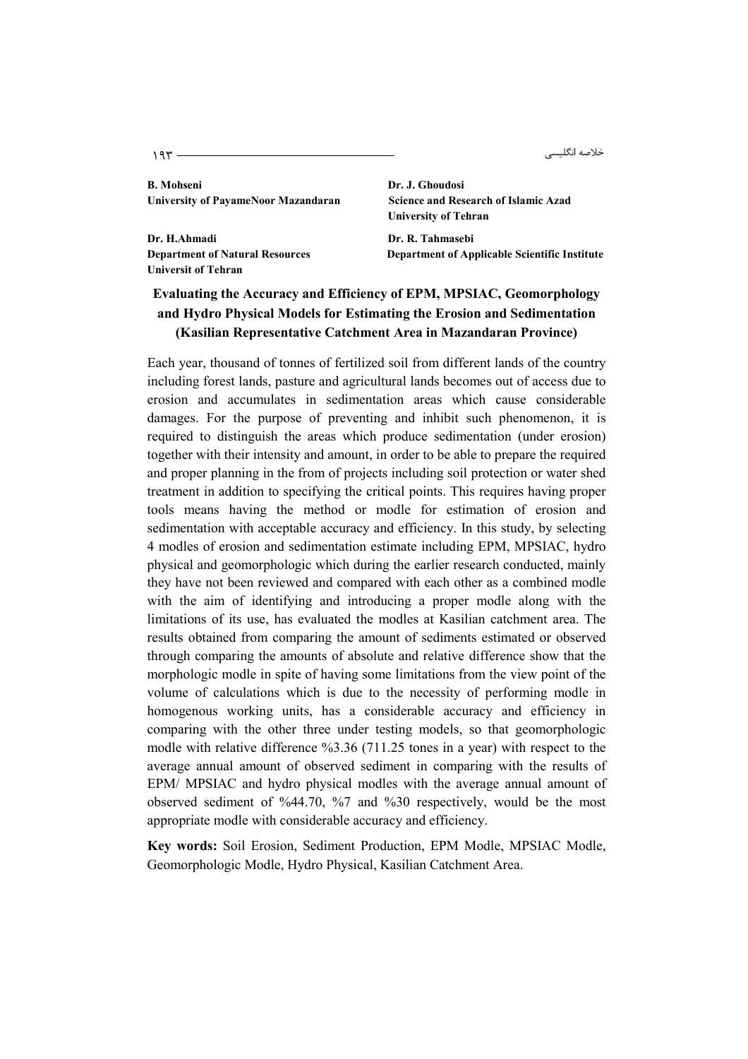**B. Mohseni**
**University of PayameNoor Mazandaran**

**Dr. J. Ghoudosi**
**Science and Research of Islamic Azad University of Tehran**

**Dr. H.Ahmadi**
**Department of Natural Resources Universit of Tehran**

**Dr. R. Tahmasebi**
**Department of Applicable Scientific Institute**

## Evaluating the Accuracy and Efficiency of EPM, MPSIAC, Geomorphology and Hydro Physical Models for Estimating the Erosion and Sedimentation (Kasilian Representative Catchment Area in Mazandaran Province)

Each year, thousand of tonnes of fertilized soil from different lands of the country including forest lands, pasture and agricultural lands becomes out of access due to erosion and accumulates in sedimentation areas which cause considerable damages. For the purpose of preventing and inhibit such phenomenon, it is required to distinguish the areas which produce sedimentation (under erosion) together with their intensity and amount, in order to be able to prepare the required and proper planning in the from of projects including soil protection or water shed treatment in addition to specifying the critical points. This requires having proper tools means having the method or modle for estimation of erosion and sedimentation with acceptable accuracy and efficiency. In this study, by selecting 4 modles of erosion and sedimentation estimate including EPM, MPSIAC, hydro physical and geomorphologic which during the earlier research conducted, mainly they have not been reviewed and compared with each other as a combined modle with the aim of identifying and introducing a proper modle along with the limitations of its use, has evaluated the modles at Kasilian catchment area. The results obtained from comparing the amount of sediments estimated or observed through comparing the amounts of absolute and relative difference show that the morphologic modle in spite of having some limitations from the view point of the volume of calculations which is due to the necessity of performing modle in homogenous working units, has a considerable accuracy and efficiency in comparing with the other three under testing models, so that geomorphologic modle with relative difference %3.36 (711.25 tones in a year) with respect to the average annual amount of observed sediment in comparing with the results of EPM/ MPSIAC and hydro physical modles with the average annual amount of observed sediment of %44.70, %7 and %30 respectively, would be the most appropriate modle with considerable accuracy and efficiency.

**Key words:** Soil Erosion, Sediment Production, EPM Modle, MPSIAC Modle, Geomorphologic Modle, Hydro Physical, Kasilian Catchment Area.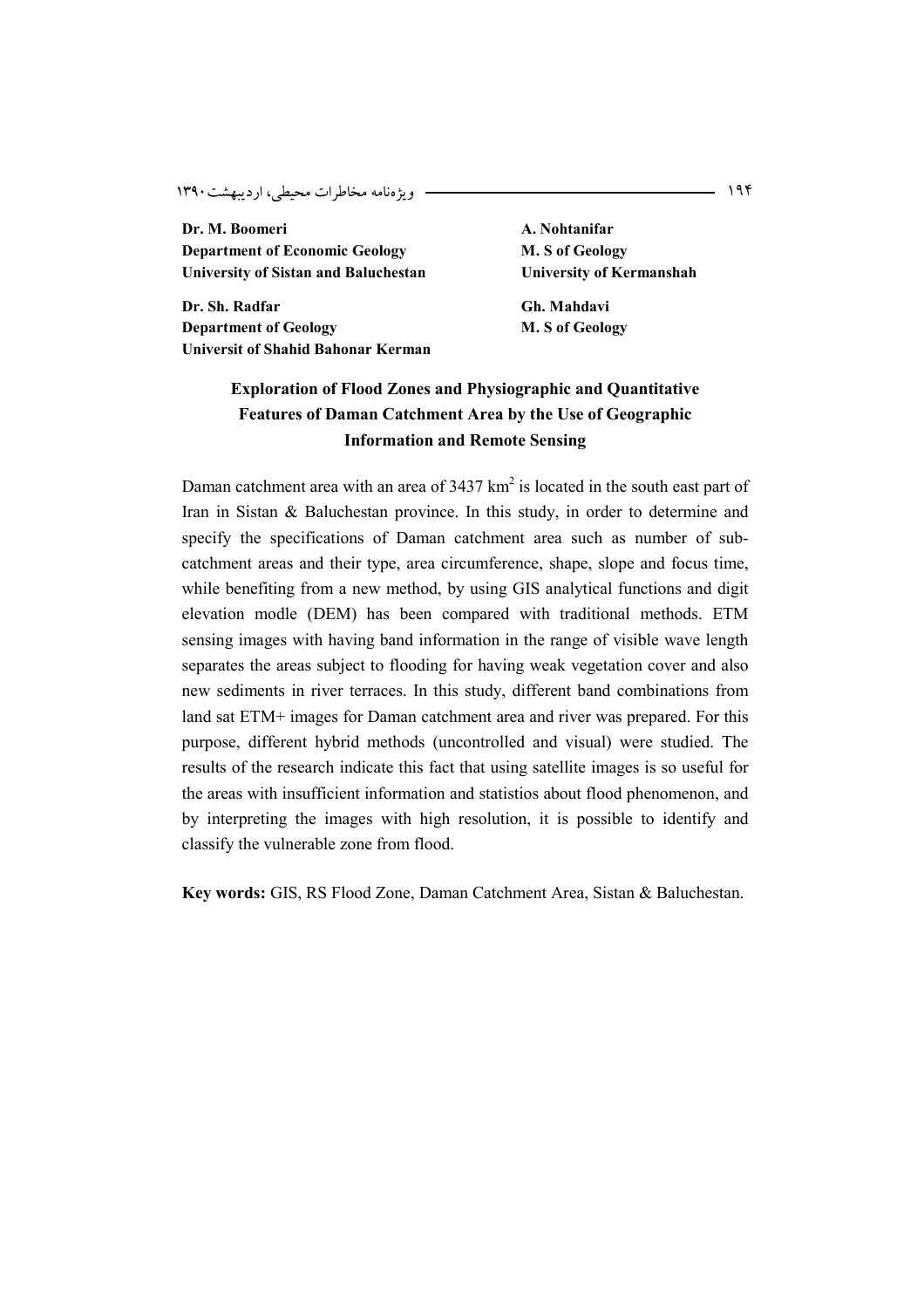**Dr. M. Boomeri**
**Department of Economic Geology**
**University of Sistan and Baluchestan**

**A. Nohtanifar**
**M. S of Geology**
**University of Kermanshah**

**Dr. Sh. Radfar**
**Department of Geology**
**Universit of Shahid Bahonar Kerman**

**Gh. Mahdavi**
**M. S of Geology**

## Exploration of Flood Zones and Physiographic and Quantitative Features of Daman Catchment Area by the Use of Geographic Information and Remote Sensing

Daman catchment area with an area of 3437 $km^2$ is located in the south east part of Iran in Sistan & Baluchestan province. In this study, in order to determine and specify the specifications of Daman catchment area such as number of sub-catchment areas and their type, area circumference, shape, slope and focus time, while benefiting from a new method, by using GIS analytical functions and digit elevation modle (DEM) has been compared with traditional methods. ETM sensing images with having band information in the range of visible wave length separates the areas subject to flooding for having weak vegetation cover and also new sediments in river terraces. In this study, different band combinations from land sat ETM+ images for Daman catchment area and river was prepared. For this purpose, different hybrid methods (uncontrolled and visual) were studied. The results of the research indicate this fact that using satellite images is so useful for the areas with insufficient information and statistios about flood phenomenon, and by interpreting the images with high resolution, it is possible to identify and classify the vulnerable zone from flood.

**Key words:** GIS, RS Flood Zone, Daman Catchment Area, Sistan & Baluchestan.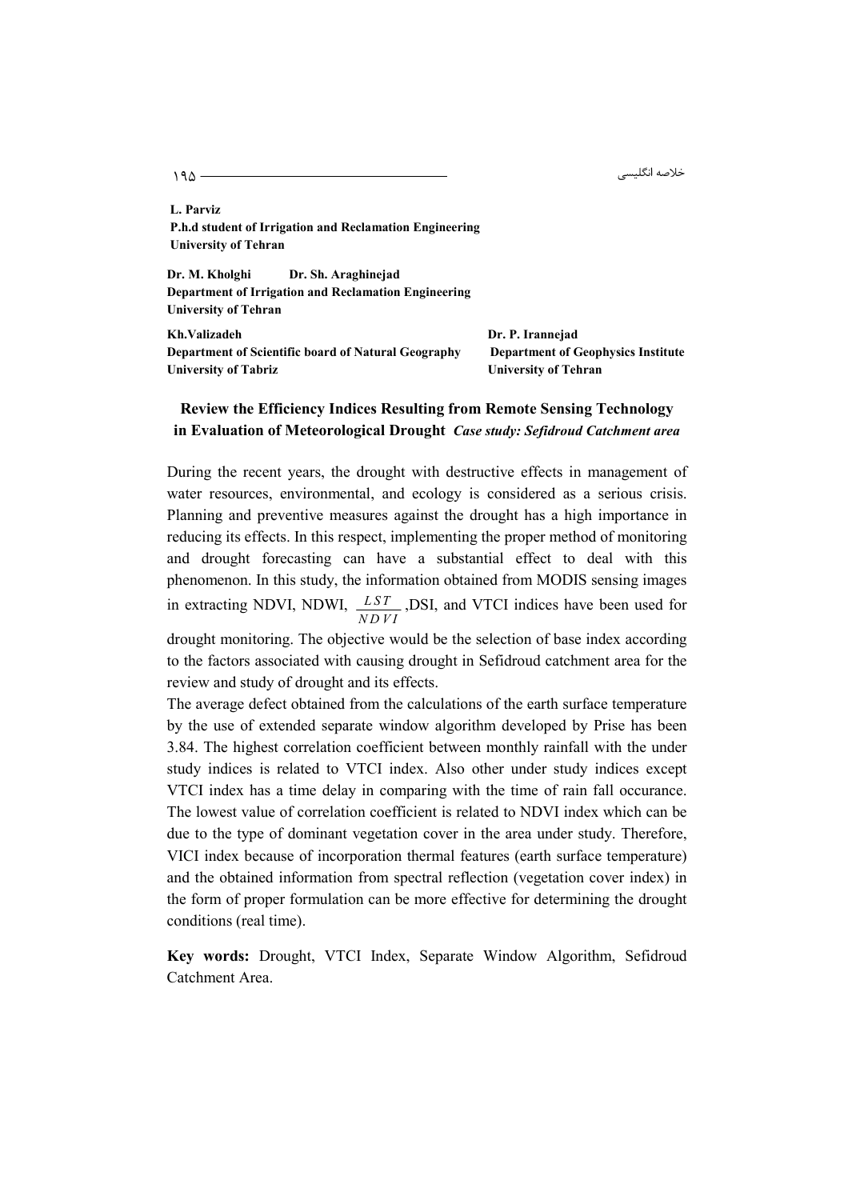**L. Parviz**
**P.h.d student of Irrigation and Reclamation Engineering**
**University of Tehran**

**Dr. M. Kholghi Dr. Sh. Araghinejad**
**Department of Irrigation and Reclamation Engineering**
**University of Tehran**

**Kh.Valizadeh**
**Department of Scientific board of Natural Geography**
**University of Tabriz**

**Dr. P. Irannejad**
**Department of Geophysics Institute**
**University of Tehran**

## Review the Efficiency Indices Resulting from Remote Sensing Technology in Evaluation of Meteorological Drought *Case study: Sefidroud Catchment area*

During the recent years, the drought with destructive effects in management of water resources, environmental, and ecology is considered as a serious crisis. Planning and preventive measures against the drought has a high importance in reducing its effects. In this respect, implementing the proper method of monitoring and drought forecasting can have a substantial effect to deal with this phenomenon. In this study, the information obtained from MODIS sensing images in extracting NDVI, NDWI, $\frac{LST}{NDVI}$ ,DSI, and VTCI indices have been used for drought monitoring. The objective would be the selection of base index according to the factors associated with causing drought in Sefidroud catchment area for the review and study of drought and its effects.

The average defect obtained from the calculations of the earth surface temperature by the use of extended separate window algorithm developed by Prise has been 3.84. The highest correlation coefficient between monthly rainfall with the under study indices is related to VTCI index. Also other under study indices except VTCI index has a time delay in comparing with the time of rain fall occurance. The lowest value of correlation coefficient is related to NDVI index which can be due to the type of dominant vegetation cover in the area under study. Therefore, VICI index because of incorporation thermal features (earth surface temperature) and the obtained information from spectral reflection (vegetation cover index) in the form of proper formulation can be more effective for determining the drought conditions (real time).

**Key words:** Drought, VTCI Index, Separate Window Algorithm, Sefidroud Catchment Area.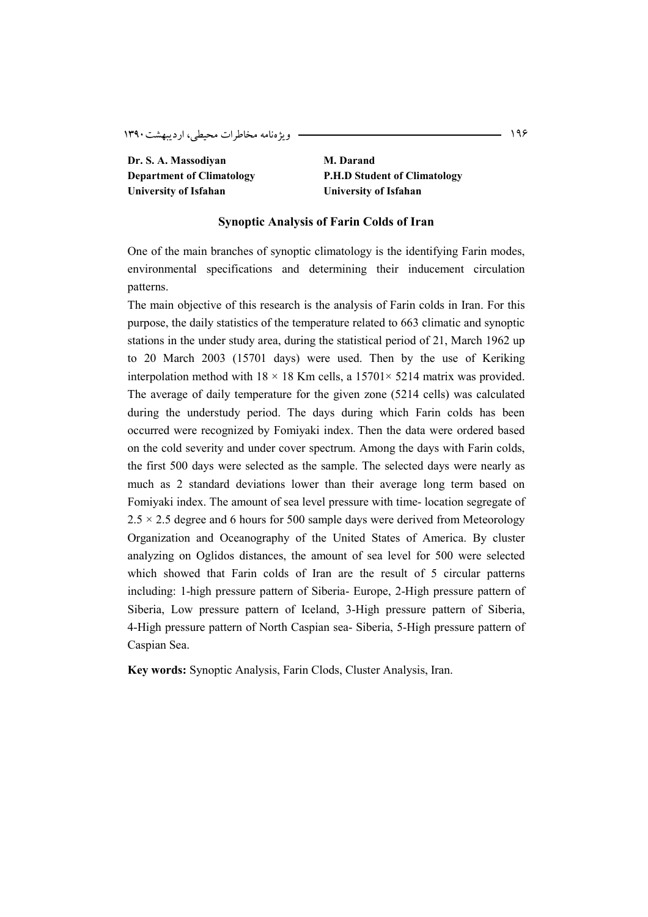**Dr. S. A. Massodiyan**
**Department of Climatology**
**University of Isfahan**

**M. Darand**
**P.H.D Student of Climatology**
**University of Isfahan**

## Synoptic Analysis of Farin Colds of Iran

One of the main branches of synoptic climatology is the identifying Farin modes, environmental specifications and determining their inducement circulation patterns.

The main objective of this research is the analysis of Farin colds in Iran. For this purpose, the daily statistics of the temperature related to 663 climatic and synoptic stations in the under study area, during the statistical period of 21, March 1962 up to 20 March 2003 (15701 days) were used. Then by the use of Keriking interpolation method with $18 \times 18$ Km cells, a $15701 \times 5214$ matrix was provided. The average of daily temperature for the given zone (5214 cells) was calculated during the understudy period. The days during which Farin colds has been occurred were recognized by Fomiyaki index. Then the data were ordered based on the cold severity and under cover spectrum. Among the days with Farin colds, the first 500 days were selected as the sample. The selected days were nearly as much as 2 standard deviations lower than their average long term based on Fomiyaki index. The amount of sea level pressure with time- location segregate of $2.5 \times 2.5$ degree and 6 hours for 500 sample days were derived from Meteorology Organization and Oceanography of the United States of America. By cluster analyzing on Oglidos distances, the amount of sea level for 500 were selected which showed that Farin colds of Iran are the result of 5 circular patterns including: 1-high pressure pattern of Siberia- Europe, 2-High pressure pattern of Siberia, Low pressure pattern of Iceland, 3-High pressure pattern of Siberia, 4-High pressure pattern of North Caspian sea- Siberia, 5-High pressure pattern of Caspian Sea.

**Key words:** Synoptic Analysis, Farin Clods, Cluster Analysis, Iran.